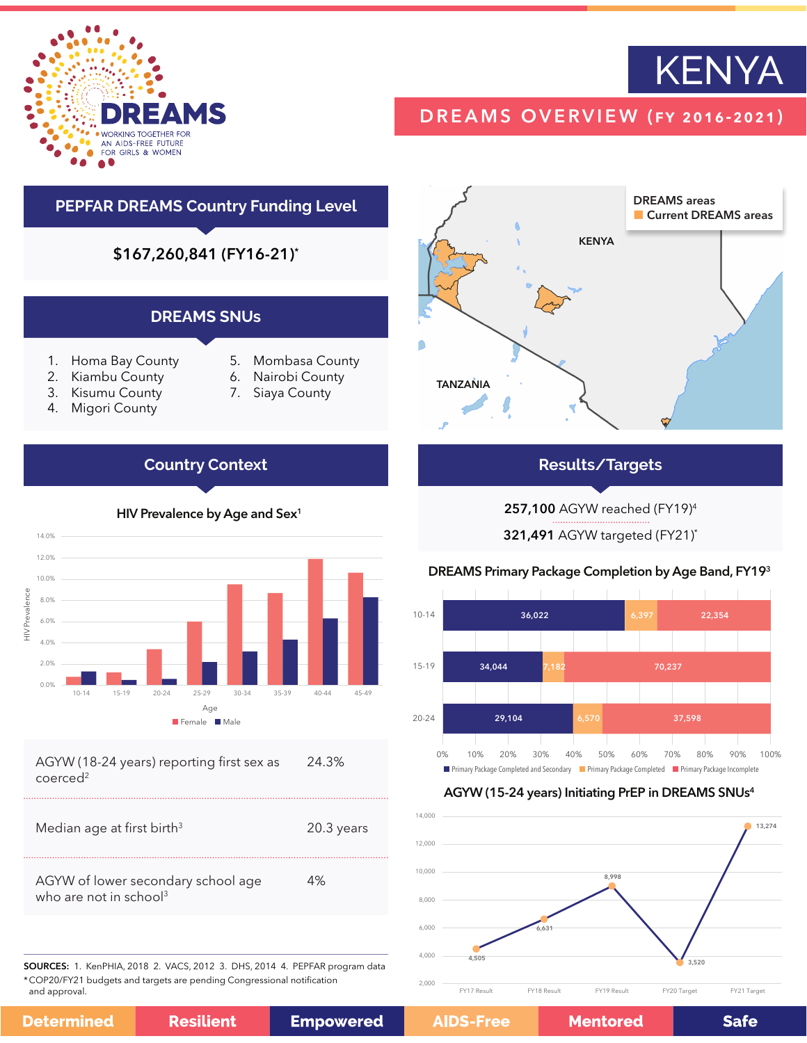# KENYA

## DREAMS OVERVIEW (FY 2016-2021)

DREAMS — WORKING TOGETHER FOR AN AIDS-FREE FUTURE FOR GIRLS & WOMEN

## PEPFAR DREAMS Country Funding Level

**$167,260,841 (FY16-21)***

## DREAMS SNUs

1. Homa Bay County
2. Kiambu County
3. Kisumu County
4. Migori County
5. Mombasa County
6. Nairobi County
7. Siaya County

DREAMS areas
Current DREAMS areas

KENYA

TANZANIA

## Country Context

### HIV Prevalence by Age and Sex[1]

| Age | Female | Male |
|---|---|---|
| 10-14 | ~0.7% | ~1.2% |
| 15-19 | ~1.1% | ~0.4% |
| 20-24 | ~3.3% | ~0.5% |
| 25-29 | ~5.9% | ~2.1% |
| 30-34 | ~9.5% | ~3.1% |
| 35-39 | ~8.6% | ~4.2% |
| 40-44 | ~11.8% | ~6.2% |
| 45-49 | ~10.5% | ~8.2% |

| | |
|---|---|
| AGYW (18-24 years) reporting first sex as coerced[2] | 24.3% |
| Median age at first birth[3] | 20.3 years |
| AGYW of lower secondary school age who are not in school[3] | 4% |

## Results/Targets

**257,100** AGYW reached (FY19)[4]

**321,491** AGYW targeted (FY21)*

### DREAMS Primary Package Completion by Age Band, FY19[3]

| Age Band | Primary Package Completed and Secondary | Primary Package Completed | Primary Package Incomplete |
|---|---|---|---|
| 10-14 | 36,022 | 6,397 | 22,354 |
| 15-19 | 34,044 | 7,182 | 70,237 |
| 20-24 | 29,104 | 6,570 | 37,598 |

### AGYW (15-24 years) Initiating PrEP in DREAMS SNUs[4]

| FY17 Result | FY18 Result | FY19 Result | FY20 Target | FY21 Target |
|---|---|---|---|---|
| 4,505 | 6,631 | 8,998 | 3,520 | 13,274 |

**SOURCES:** 1. KenPHIA, 2018 2. VACS, 2012 3. DHS, 2014 4. PEPFAR program data

*COP20/FY21 budgets and targets are pending Congressional notification and approval.

Determined | Resilient | Empowered | AIDS-Free | Mentored | Safe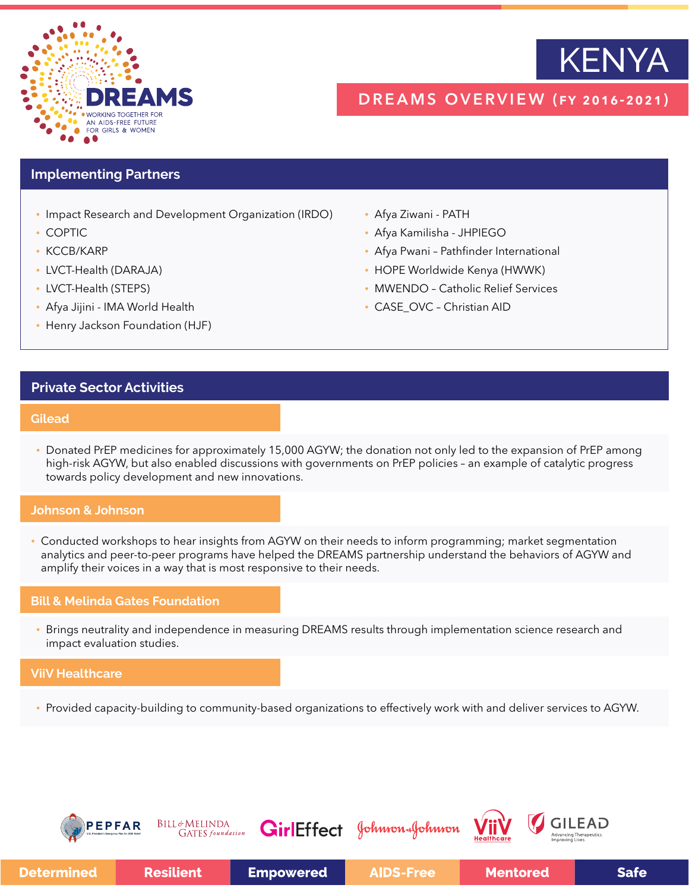# KENYA

## DREAMS OVERVIEW (FY 2016-2021)

DREAMS
WORKING TOGETHER FOR AN AIDS-FREE FUTURE FOR GIRLS & WOMEN

## Implementing Partners

- Impact Research and Development Organization (IRDO)
- COPTIC
- KCCB/KARP
- LVCT-Health (DARAJA)
- LVCT-Health (STEPS)
- Afya Jijini - IMA World Health
- Henry Jackson Foundation (HJF)
- Afya Ziwani - PATH
- Afya Kamilisha - JHPIEGO
- Afya Pwani – Pathfinder International
- HOPE Worldwide Kenya (HWWK)
- MWENDO – Catholic Relief Services
- CASE_OVC – Christian AID

## Private Sector Activities

### Gilead

- Donated PrEP medicines for approximately 15,000 AGYW; the donation not only led to the expansion of PrEP among high-risk AGYW, but also enabled discussions with governments on PrEP policies – an example of catalytic progress towards policy development and new innovations.

### Johnson & Johnson

- Conducted workshops to hear insights from AGYW on their needs to inform programming; market segmentation analytics and peer-to-peer programs have helped the DREAMS partnership understand the behaviors of AGYW and amplify their voices in a way that is most responsive to their needs.

### Bill & Melinda Gates Foundation

- Brings neutrality and independence in measuring DREAMS results through implementation science research and impact evaluation studies.

### ViiV Healthcare

- Provided capacity-building to community-based organizations to effectively work with and deliver services to AGYW.

PEPFAR | BILL & MELINDA GATES foundation | GirlEffect | Johnson & Johnson | ViiV Healthcare | GILEAD

Determined | Resilient | Empowered | AIDS-Free | Mentored | Safe